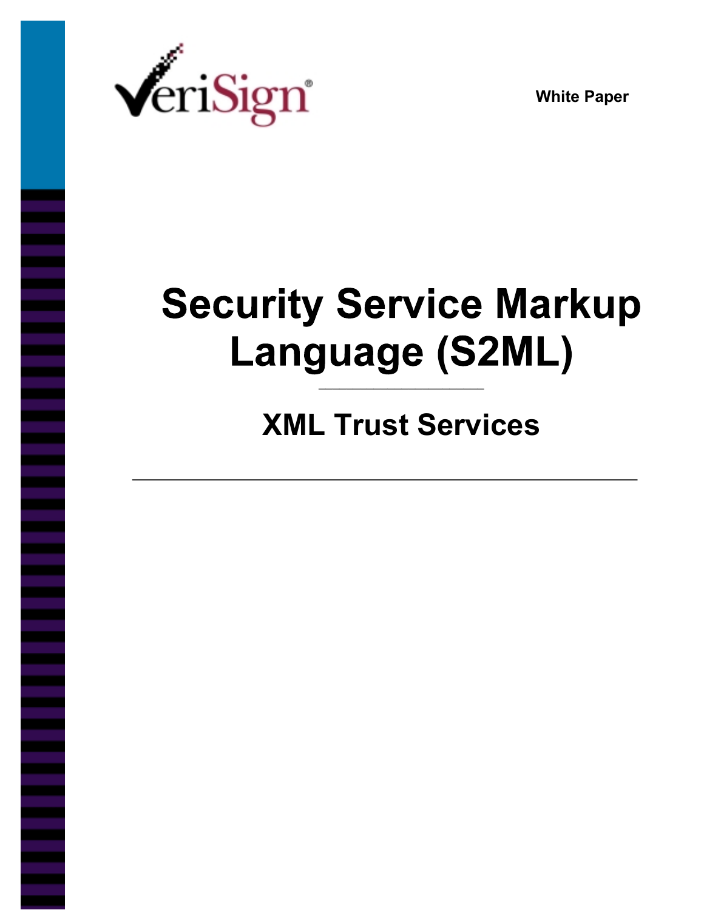VeriSign

White Paper

# Security Service Markup Language (S2ML)

## XML Trust Services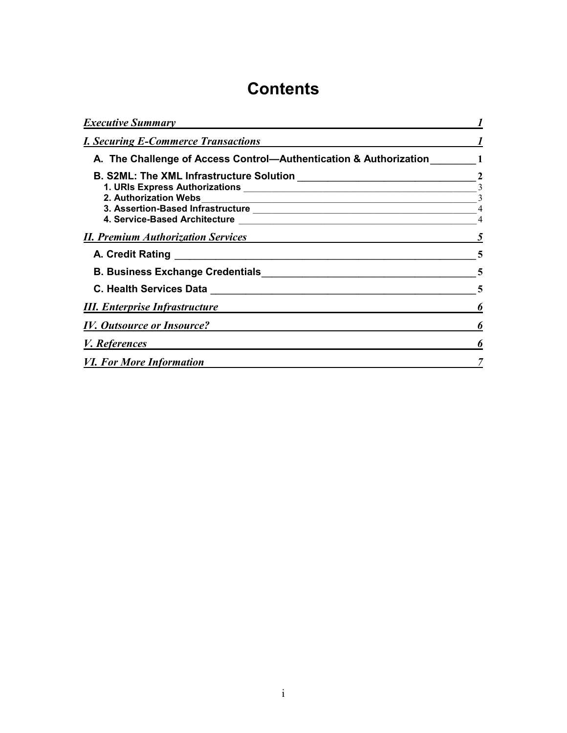# Contents

*Executive Summary* — *1*

*I. Securing E-Commerce Transactions* — *1*

- **A. The Challenge of Access Control—Authentication & Authorization** — 1
- **B. S2ML: The XML Infrastructure Solution** — 2
  - **1. URIs Express Authorizations** — 3
  - **2. Authorization Webs** — 3
  - **3. Assertion-Based Infrastructure** — 4
  - **4. Service-Based Architecture** — 4

*II. Premium Authorization Services* — *5*

- **A. Credit Rating** — 5
- **B. Business Exchange Credentials** — 5
- **C. Health Services Data** — 5

*III. Enterprise Infrastructure* — *6*

*IV. Outsource or Insource?* — *6*

*V. References* — *6*

*VI. For More Information* — *7*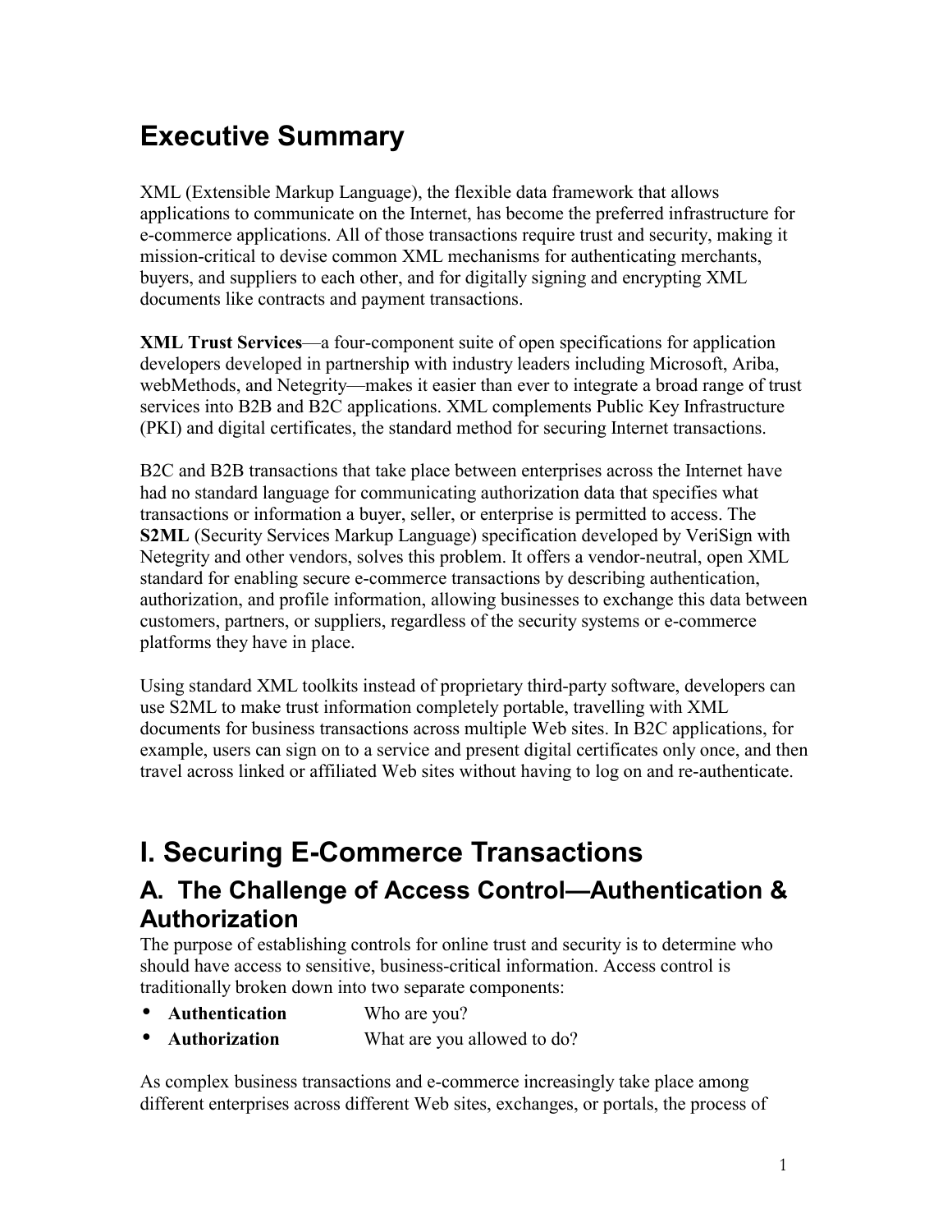# Executive Summary

XML (Extensible Markup Language), the flexible data framework that allows applications to communicate on the Internet, has become the preferred infrastructure for e-commerce applications. All of those transactions require trust and security, making it mission-critical to devise common XML mechanisms for authenticating merchants, buyers, and suppliers to each other, and for digitally signing and encrypting XML documents like contracts and payment transactions.

**XML Trust Services**—a four-component suite of open specifications for application developers developed in partnership with industry leaders including Microsoft, Ariba, webMethods, and Netegrity—makes it easier than ever to integrate a broad range of trust services into B2B and B2C applications. XML complements Public Key Infrastructure (PKI) and digital certificates, the standard method for securing Internet transactions.

B2C and B2B transactions that take place between enterprises across the Internet have had no standard language for communicating authorization data that specifies what transactions or information a buyer, seller, or enterprise is permitted to access. The **S2ML** (Security Services Markup Language) specification developed by VeriSign with Netegrity and other vendors, solves this problem. It offers a vendor-neutral, open XML standard for enabling secure e-commerce transactions by describing authentication, authorization, and profile information, allowing businesses to exchange this data between customers, partners, or suppliers, regardless of the security systems or e-commerce platforms they have in place.

Using standard XML toolkits instead of proprietary third-party software, developers can use S2ML to make trust information completely portable, travelling with XML documents for business transactions across multiple Web sites. In B2C applications, for example, users can sign on to a service and present digital certificates only once, and then travel across linked or affiliated Web sites without having to log on and re-authenticate.

# I. Securing E-Commerce Transactions

## A. The Challenge of Access Control—Authentication & Authorization

The purpose of establishing controls for online trust and security is to determine who should have access to sensitive, business-critical information. Access control is traditionally broken down into two separate components:

- **Authentication** Who are you?
- **Authorization** What are you allowed to do?

As complex business transactions and e-commerce increasingly take place among different enterprises across different Web sites, exchanges, or portals, the process of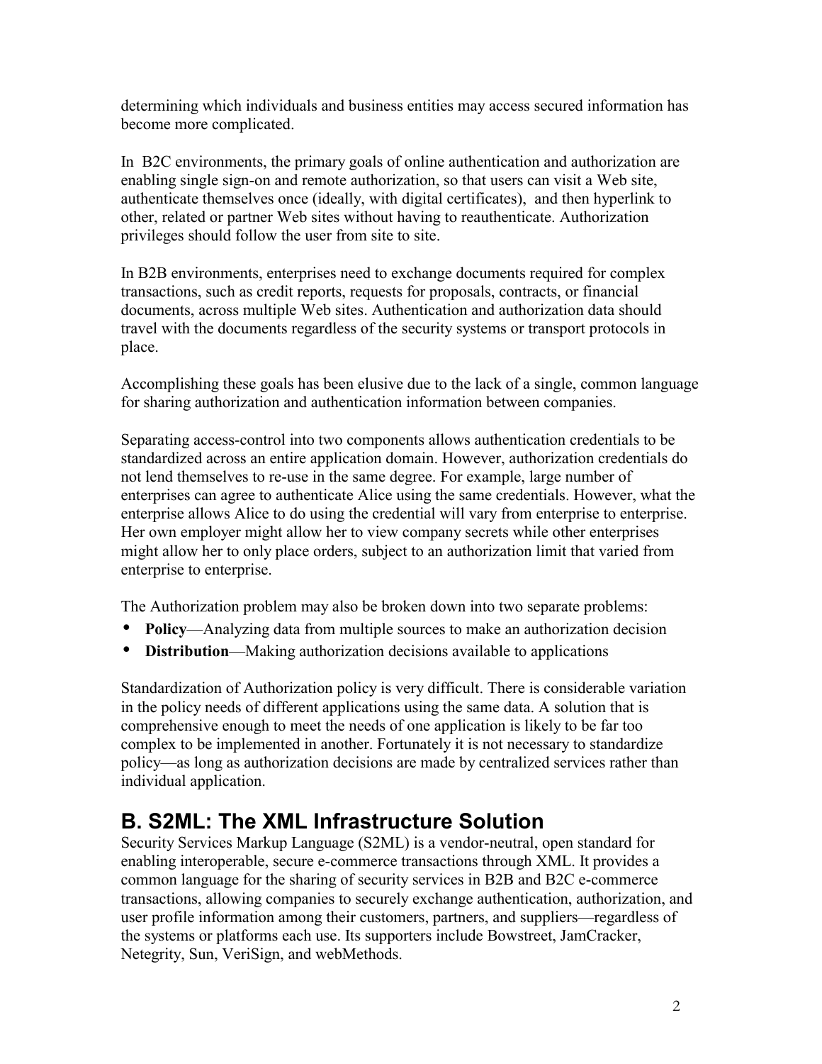determining which individuals and business entities may access secured information has become more complicated.

In B2C environments, the primary goals of online authentication and authorization are enabling single sign-on and remote authorization, so that users can visit a Web site, authenticate themselves once (ideally, with digital certificates), and then hyperlink to other, related or partner Web sites without having to reauthenticate. Authorization privileges should follow the user from site to site.

In B2B environments, enterprises need to exchange documents required for complex transactions, such as credit reports, requests for proposals, contracts, or financial documents, across multiple Web sites. Authentication and authorization data should travel with the documents regardless of the security systems or transport protocols in place.

Accomplishing these goals has been elusive due to the lack of a single, common language for sharing authorization and authentication information between companies.

Separating access-control into two components allows authentication credentials to be standardized across an entire application domain. However, authorization credentials do not lend themselves to re-use in the same degree. For example, large number of enterprises can agree to authenticate Alice using the same credentials. However, what the enterprise allows Alice to do using the credential will vary from enterprise to enterprise. Her own employer might allow her to view company secrets while other enterprises might allow her to only place orders, subject to an authorization limit that varied from enterprise to enterprise.

The Authorization problem may also be broken down into two separate problems:

- **Policy**—Analyzing data from multiple sources to make an authorization decision
- **Distribution**—Making authorization decisions available to applications

Standardization of Authorization policy is very difficult. There is considerable variation in the policy needs of different applications using the same data. A solution that is comprehensive enough to meet the needs of one application is likely to be far too complex to be implemented in another. Fortunately it is not necessary to standardize policy—as long as authorization decisions are made by centralized services rather than individual application.

## B. S2ML: The XML Infrastructure Solution

Security Services Markup Language (S2ML) is a vendor-neutral, open standard for enabling interoperable, secure e-commerce transactions through XML. It provides a common language for the sharing of security services in B2B and B2C e-commerce transactions, allowing companies to securely exchange authentication, authorization, and user profile information among their customers, partners, and suppliers—regardless of the systems or platforms each use. Its supporters include Bowstreet, JamCracker, Netegrity, Sun, VeriSign, and webMethods.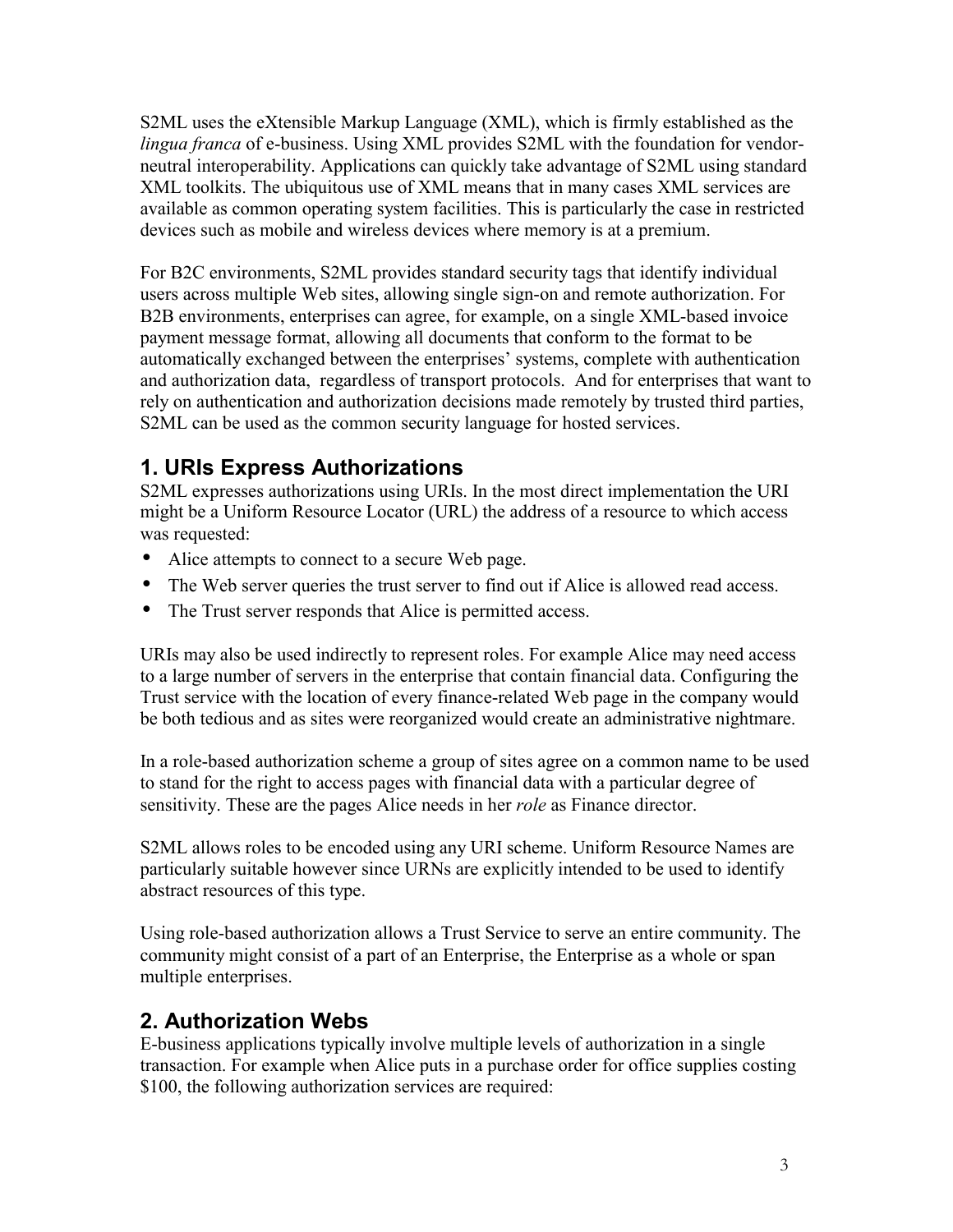S2ML uses the eXtensible Markup Language (XML), which is firmly established as the *lingua franca* of e-business. Using XML provides S2ML with the foundation for vendor-neutral interoperability. Applications can quickly take advantage of S2ML using standard XML toolkits. The ubiquitous use of XML means that in many cases XML services are available as common operating system facilities. This is particularly the case in restricted devices such as mobile and wireless devices where memory is at a premium.

For B2C environments, S2ML provides standard security tags that identify individual users across multiple Web sites, allowing single sign-on and remote authorization. For B2B environments, enterprises can agree, for example, on a single XML-based invoice payment message format, allowing all documents that conform to the format to be automatically exchanged between the enterprises' systems, complete with authentication and authorization data, regardless of transport protocols. And for enterprises that want to rely on authentication and authorization decisions made remotely by trusted third parties, S2ML can be used as the common security language for hosted services.

## 1. URIs Express Authorizations

S2ML expresses authorizations using URIs. In the most direct implementation the URI might be a Uniform Resource Locator (URL) the address of a resource to which access was requested:

- Alice attempts to connect to a secure Web page.
- The Web server queries the trust server to find out if Alice is allowed read access.
- The Trust server responds that Alice is permitted access.

URIs may also be used indirectly to represent roles. For example Alice may need access to a large number of servers in the enterprise that contain financial data. Configuring the Trust service with the location of every finance-related Web page in the company would be both tedious and as sites were reorganized would create an administrative nightmare.

In a role-based authorization scheme a group of sites agree on a common name to be used to stand for the right to access pages with financial data with a particular degree of sensitivity. These are the pages Alice needs in her *role* as Finance director.

S2ML allows roles to be encoded using any URI scheme. Uniform Resource Names are particularly suitable however since URNs are explicitly intended to be used to identify abstract resources of this type.

Using role-based authorization allows a Trust Service to serve an entire community. The community might consist of a part of an Enterprise, the Enterprise as a whole or span multiple enterprises.

## 2. Authorization Webs

E-business applications typically involve multiple levels of authorization in a single transaction. For example when Alice puts in a purchase order for office supplies costing $100, the following authorization services are required: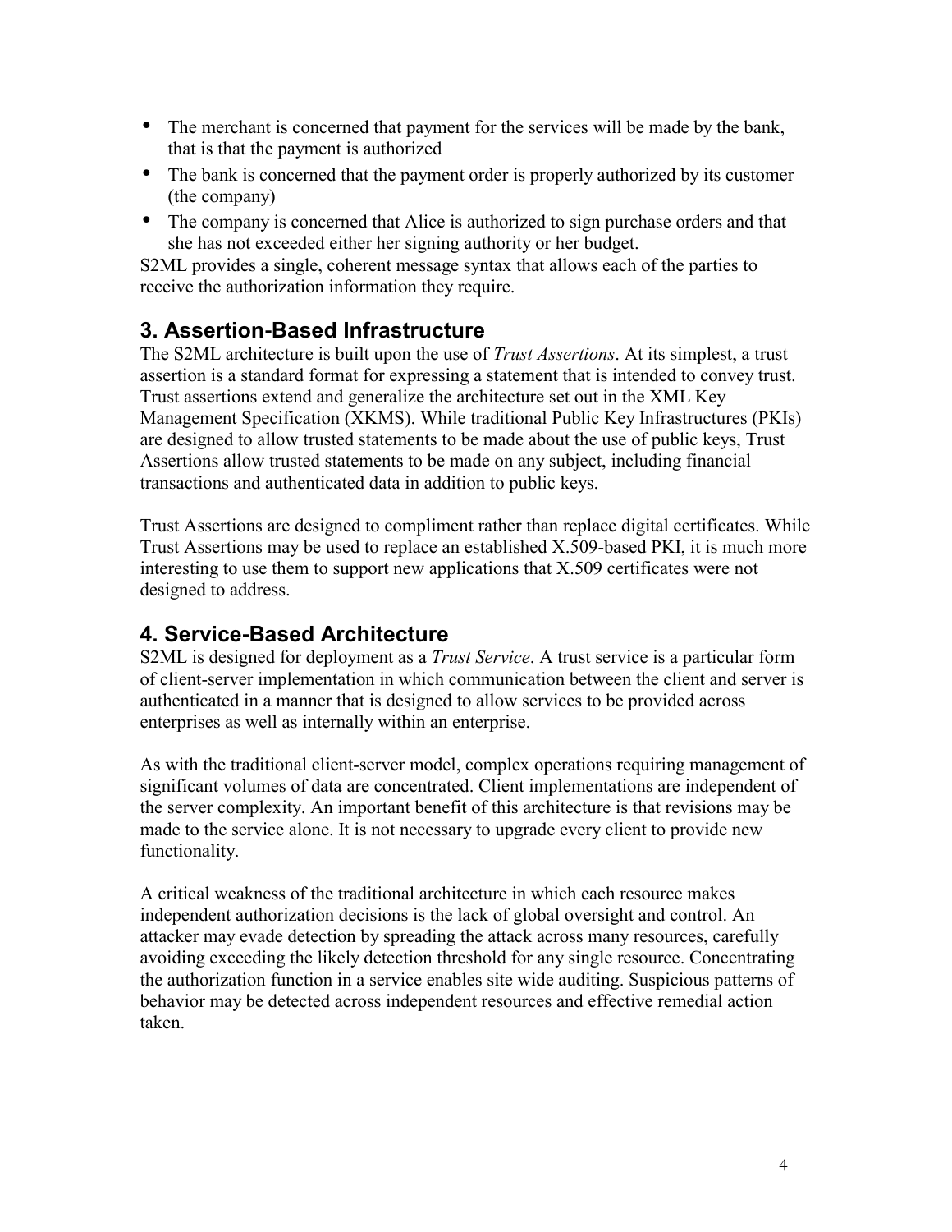- The merchant is concerned that payment for the services will be made by the bank, that is that the payment is authorized
- The bank is concerned that the payment order is properly authorized by its customer (the company)
- The company is concerned that Alice is authorized to sign purchase orders and that she has not exceeded either her signing authority or her budget.

S2ML provides a single, coherent message syntax that allows each of the parties to receive the authorization information they require.

## 3. Assertion-Based Infrastructure

The S2ML architecture is built upon the use of *Trust Assertions*. At its simplest, a trust assertion is a standard format for expressing a statement that is intended to convey trust. Trust assertions extend and generalize the architecture set out in the XML Key Management Specification (XKMS). While traditional Public Key Infrastructures (PKIs) are designed to allow trusted statements to be made about the use of public keys, Trust Assertions allow trusted statements to be made on any subject, including financial transactions and authenticated data in addition to public keys.

Trust Assertions are designed to compliment rather than replace digital certificates. While Trust Assertions may be used to replace an established X.509-based PKI, it is much more interesting to use them to support new applications that X.509 certificates were not designed to address.

## 4. Service-Based Architecture

S2ML is designed for deployment as a *Trust Service*. A trust service is a particular form of client-server implementation in which communication between the client and server is authenticated in a manner that is designed to allow services to be provided across enterprises as well as internally within an enterprise.

As with the traditional client-server model, complex operations requiring management of significant volumes of data are concentrated. Client implementations are independent of the server complexity. An important benefit of this architecture is that revisions may be made to the service alone. It is not necessary to upgrade every client to provide new functionality.

A critical weakness of the traditional architecture in which each resource makes independent authorization decisions is the lack of global oversight and control. An attacker may evade detection by spreading the attack across many resources, carefully avoiding exceeding the likely detection threshold for any single resource. Concentrating the authorization function in a service enables site wide auditing. Suspicious patterns of behavior may be detected across independent resources and effective remedial action taken.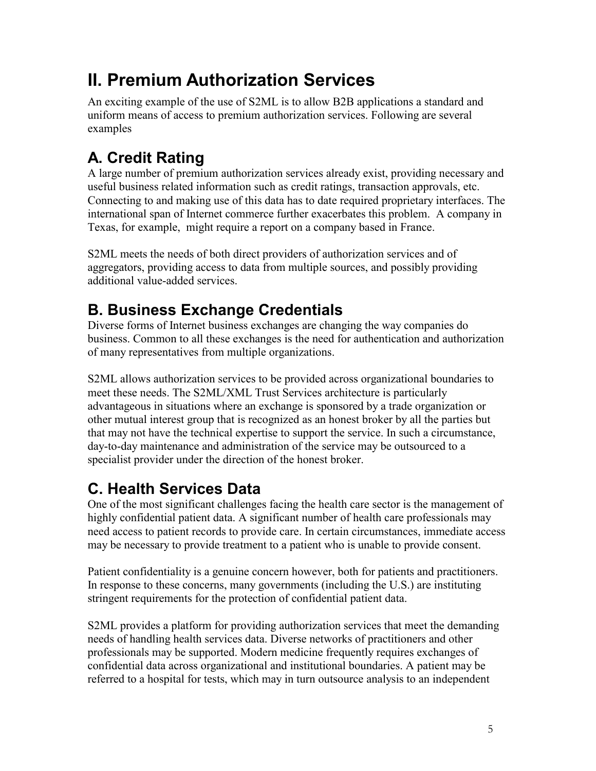# II. Premium Authorization Services

An exciting example of the use of S2ML is to allow B2B applications a standard and uniform means of access to premium authorization services. Following are several examples

## A. Credit Rating

A large number of premium authorization services already exist, providing necessary and useful business related information such as credit ratings, transaction approvals, etc. Connecting to and making use of this data has to date required proprietary interfaces. The international span of Internet commerce further exacerbates this problem. A company in Texas, for example, might require a report on a company based in France.

S2ML meets the needs of both direct providers of authorization services and of aggregators, providing access to data from multiple sources, and possibly providing additional value-added services.

## B. Business Exchange Credentials

Diverse forms of Internet business exchanges are changing the way companies do business. Common to all these exchanges is the need for authentication and authorization of many representatives from multiple organizations.

S2ML allows authorization services to be provided across organizational boundaries to meet these needs. The S2ML/XML Trust Services architecture is particularly advantageous in situations where an exchange is sponsored by a trade organization or other mutual interest group that is recognized as an honest broker by all the parties but that may not have the technical expertise to support the service. In such a circumstance, day-to-day maintenance and administration of the service may be outsourced to a specialist provider under the direction of the honest broker.

## C. Health Services Data

One of the most significant challenges facing the health care sector is the management of highly confidential patient data. A significant number of health care professionals may need access to patient records to provide care. In certain circumstances, immediate access may be necessary to provide treatment to a patient who is unable to provide consent.

Patient confidentiality is a genuine concern however, both for patients and practitioners. In response to these concerns, many governments (including the U.S.) are instituting stringent requirements for the protection of confidential patient data.

S2ML provides a platform for providing authorization services that meet the demanding needs of handling health services data. Diverse networks of practitioners and other professionals may be supported. Modern medicine frequently requires exchanges of confidential data across organizational and institutional boundaries. A patient may be referred to a hospital for tests, which may in turn outsource analysis to an independent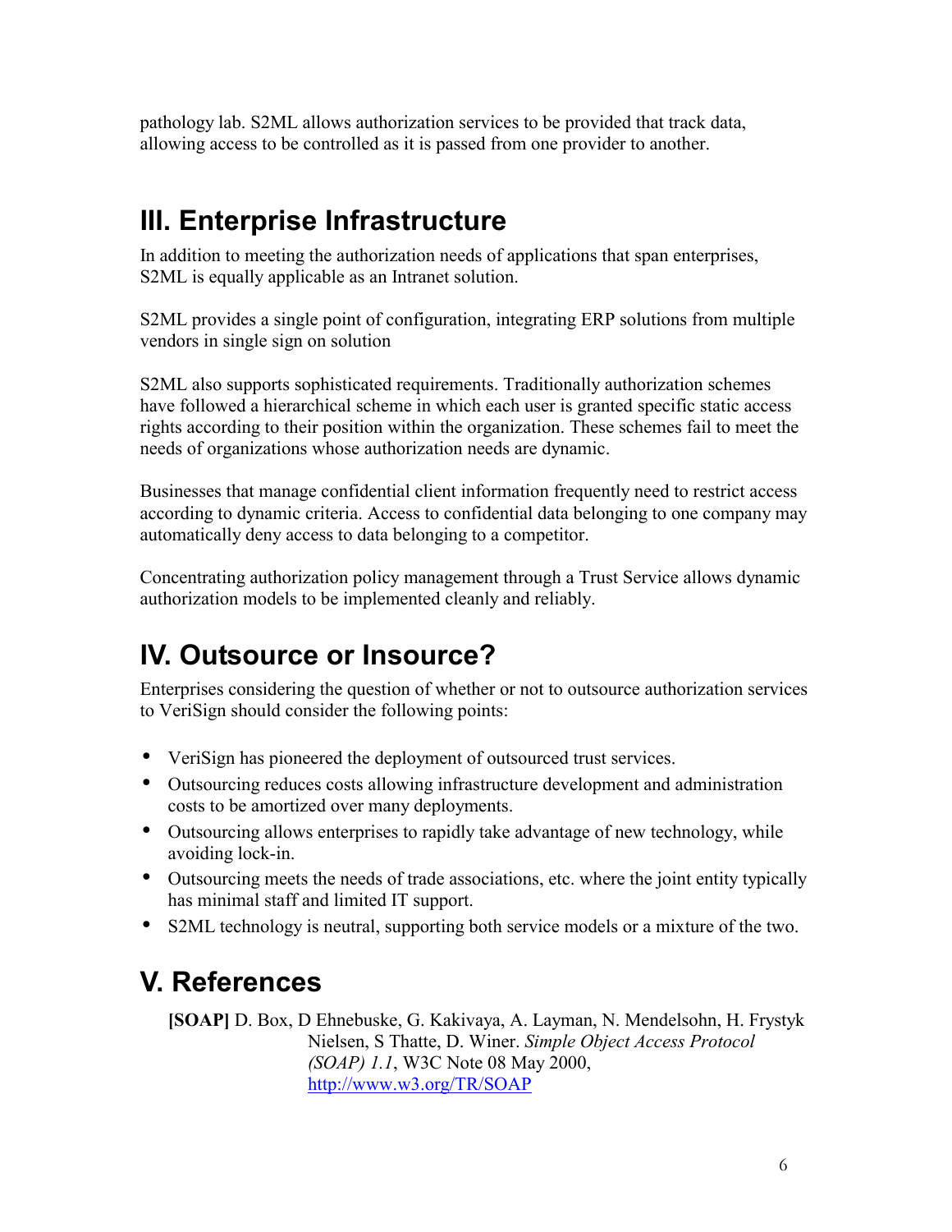pathology lab. S2ML allows authorization services to be provided that track data, allowing access to be controlled as it is passed from one provider to another.

# III. Enterprise Infrastructure

In addition to meeting the authorization needs of applications that span enterprises, S2ML is equally applicable as an Intranet solution.

S2ML provides a single point of configuration, integrating ERP solutions from multiple vendors in single sign on solution

S2ML also supports sophisticated requirements. Traditionally authorization schemes have followed a hierarchical scheme in which each user is granted specific static access rights according to their position within the organization. These schemes fail to meet the needs of organizations whose authorization needs are dynamic.

Businesses that manage confidential client information frequently need to restrict access according to dynamic criteria. Access to confidential data belonging to one company may automatically deny access to data belonging to a competitor.

Concentrating authorization policy management through a Trust Service allows dynamic authorization models to be implemented cleanly and reliably.

# IV. Outsource or Insource?

Enterprises considering the question of whether or not to outsource authorization services to VeriSign should consider the following points:

- VeriSign has pioneered the deployment of outsourced trust services.
- Outsourcing reduces costs allowing infrastructure development and administration costs to be amortized over many deployments.
- Outsourcing allows enterprises to rapidly take advantage of new technology, while avoiding lock-in.
- Outsourcing meets the needs of trade associations, etc. where the joint entity typically has minimal staff and limited IT support.
- S2ML technology is neutral, supporting both service models or a mixture of the two.

# V. References

**[SOAP]** D. Box, D Ehnebuske, G. Kakivaya, A. Layman, N. Mendelsohn, H. Frystyk Nielsen, S Thatte, D. Winer. *Simple Object Access Protocol (SOAP) 1.1*, W3C Note 08 May 2000, http://www.w3.org/TR/SOAP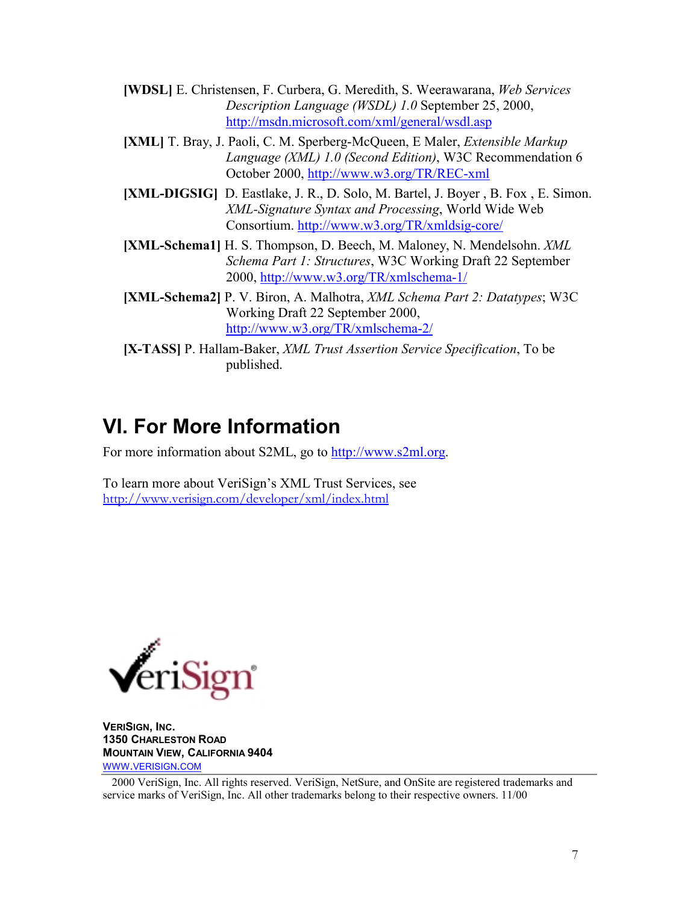**[WDSL]** E. Christensen, F. Curbera, G. Meredith, S. Weerawarana, *Web Services Description Language (WSDL) 1.0* September 25, 2000, http://msdn.microsoft.com/xml/general/wsdl.asp

**[XML]** T. Bray, J. Paoli, C. M. Sperberg-McQueen, E Maler, *Extensible Markup Language (XML) 1.0 (Second Edition)*, W3C Recommendation 6 October 2000, http://www.w3.org/TR/REC-xml

**[XML-DIGSIG]** D. Eastlake, J. R., D. Solo, M. Bartel, J. Boyer , B. Fox , E. Simon. *XML-Signature Syntax and Processing*, World Wide Web Consortium. http://www.w3.org/TR/xmldsig-core/

**[XML-Schema1]** H. S. Thompson, D. Beech, M. Maloney, N. Mendelsohn. *XML Schema Part 1: Structures*, W3C Working Draft 22 September 2000, http://www.w3.org/TR/xmlschema-1/

**[XML-Schema2]** P. V. Biron, A. Malhotra, *XML Schema Part 2: Datatypes*; W3C Working Draft 22 September 2000, http://www.w3.org/TR/xmlschema-2/

**[X-TASS]** P. Hallam-Baker, *XML Trust Assertion Service Specification*, To be published.

# VI. For More Information

For more information about S2ML, go to http://www.s2ml.org.

To learn more about VeriSign's XML Trust Services, see http://www.verisign.com/developer/xml/index.html

**VERISIGN, INC.**
**1350 CHARLESTON ROAD**
**MOUNTAIN VIEW, CALIFORNIA 9404**
WWW.VERISIGN.COM

2000 VeriSign, Inc. All rights reserved. VeriSign, NetSure, and OnSite are registered trademarks and service marks of VeriSign, Inc. All other trademarks belong to their respective owners. 11/00